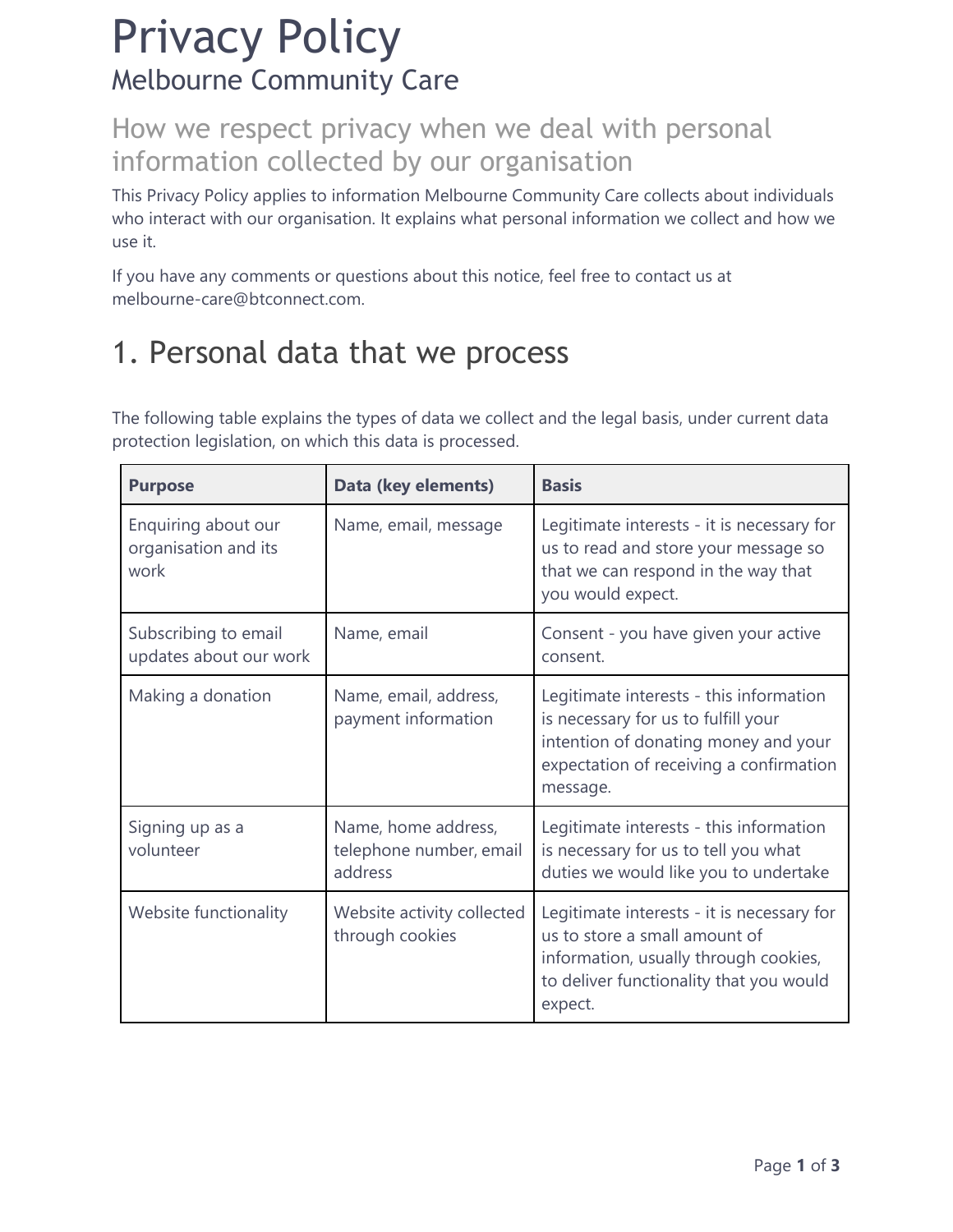# Privacy Policy

## Melbourne Community Care

## How we respect privacy when we deal with personal information collected by our organisation

This Privacy Policy applies to information Melbourne Community Care collects about individuals who interact with our organisation. It explains what personal information we collect and how we use it.

If you have any comments or questions about this notice, feel free to contact us at melbourne-care@btconnect.com.

# 1. Personal data that we process

The following table explains the types of data we collect and the legal basis, under current data protection legislation, on which this data is processed.

| Purpose | Data (key elements) | Basis |
|---|---|---|
| Enquiring about our organisation and its work | Name, email, message | Legitimate interests - it is necessary for us to read and store your message so that we can respond in the way that you would expect. |
| Subscribing to email updates about our work | Name, email | Consent - you have given your active consent. |
| Making a donation | Name, email, address, payment information | Legitimate interests - this information is necessary for us to fulfill your intention of donating money and your expectation of receiving a confirmation message. |
| Signing up as a volunteer | Name, home address, telephone number, email address | Legitimate interests - this information is necessary for us to tell you what duties we would like you to undertake |
| Website functionality | Website activity collected through cookies | Legitimate interests - it is necessary for us to store a small amount of information, usually through cookies, to deliver functionality that you would expect. |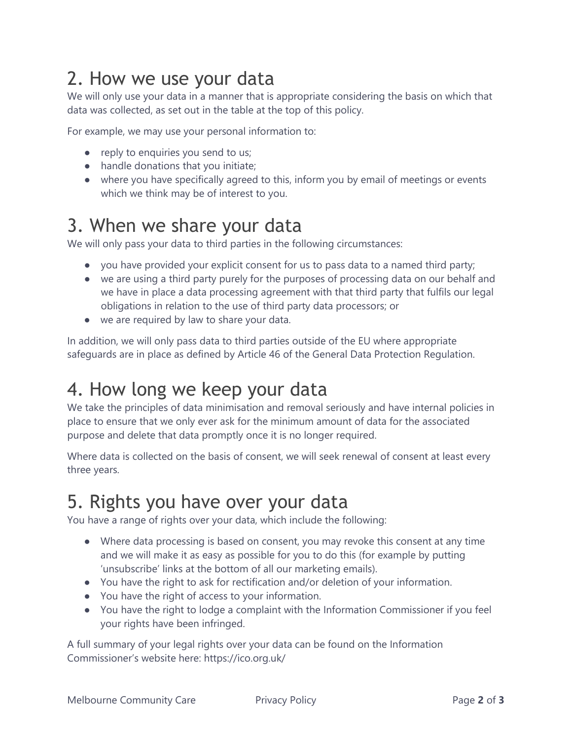## 2. How we use your data

We will only use your data in a manner that is appropriate considering the basis on which that data was collected, as set out in the table at the top of this policy.

For example, we may use your personal information to:

- reply to enquiries you send to us;
- handle donations that you initiate;
- where you have specifically agreed to this, inform you by email of meetings or events which we think may be of interest to you.

## 3. When we share your data

We will only pass your data to third parties in the following circumstances:

- you have provided your explicit consent for us to pass data to a named third party;
- we are using a third party purely for the purposes of processing data on our behalf and we have in place a data processing agreement with that third party that fulfils our legal obligations in relation to the use of third party data processors; or
- we are required by law to share your data.

In addition, we will only pass data to third parties outside of the EU where appropriate safeguards are in place as defined by Article 46 of the General Data Protection Regulation.

## 4. How long we keep your data

We take the principles of data minimisation and removal seriously and have internal policies in place to ensure that we only ever ask for the minimum amount of data for the associated purpose and delete that data promptly once it is no longer required.

Where data is collected on the basis of consent, we will seek renewal of consent at least every three years.

## 5. Rights you have over your data

You have a range of rights over your data, which include the following:

- Where data processing is based on consent, you may revoke this consent at any time and we will make it as easy as possible for you to do this (for example by putting 'unsubscribe' links at the bottom of all our marketing emails).
- You have the right to ask for rectification and/or deletion of your information.
- You have the right of access to your information.
- You have the right to lodge a complaint with the Information Commissioner if you feel your rights have been infringed.

A full summary of your legal rights over your data can be found on the Information Commissioner's website here: https://ico.org.uk/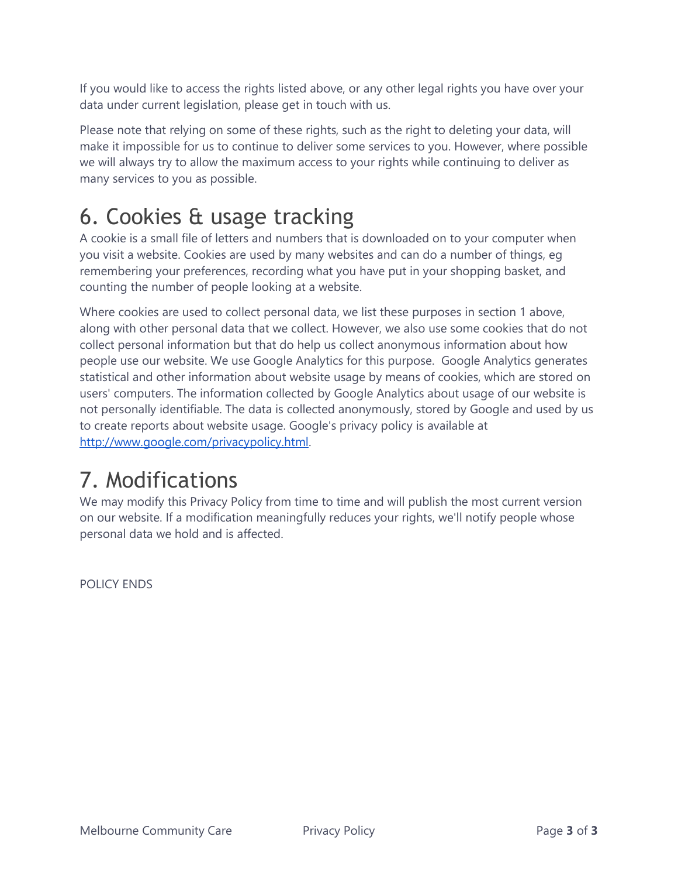If you would like to access the rights listed above, or any other legal rights you have over your data under current legislation, please get in touch with us.

Please note that relying on some of these rights, such as the right to deleting your data, will make it impossible for us to continue to deliver some services to you. However, where possible we will always try to allow the maximum access to your rights while continuing to deliver as many services to you as possible.

# 6. Cookies & usage tracking

A cookie is a small file of letters and numbers that is downloaded on to your computer when you visit a website. Cookies are used by many websites and can do a number of things, eg remembering your preferences, recording what you have put in your shopping basket, and counting the number of people looking at a website.

Where cookies are used to collect personal data, we list these purposes in section 1 above, along with other personal data that we collect. However, we also use some cookies that do not collect personal information but that do help us collect anonymous information about how people use our website. We use Google Analytics for this purpose. Google Analytics generates statistical and other information about website usage by means of cookies, which are stored on users' computers. The information collected by Google Analytics about usage of our website is not personally identifiable. The data is collected anonymously, stored by Google and used by us to create reports about website usage. Google's privacy policy is available at [http://www.google.com/privacypolicy.html](http://www.google.com/privacypolicy.html).

# 7. Modifications

We may modify this Privacy Policy from time to time and will publish the most current version on our website. If a modification meaningfully reduces your rights, we'll notify people whose personal data we hold and is affected.

POLICY ENDS